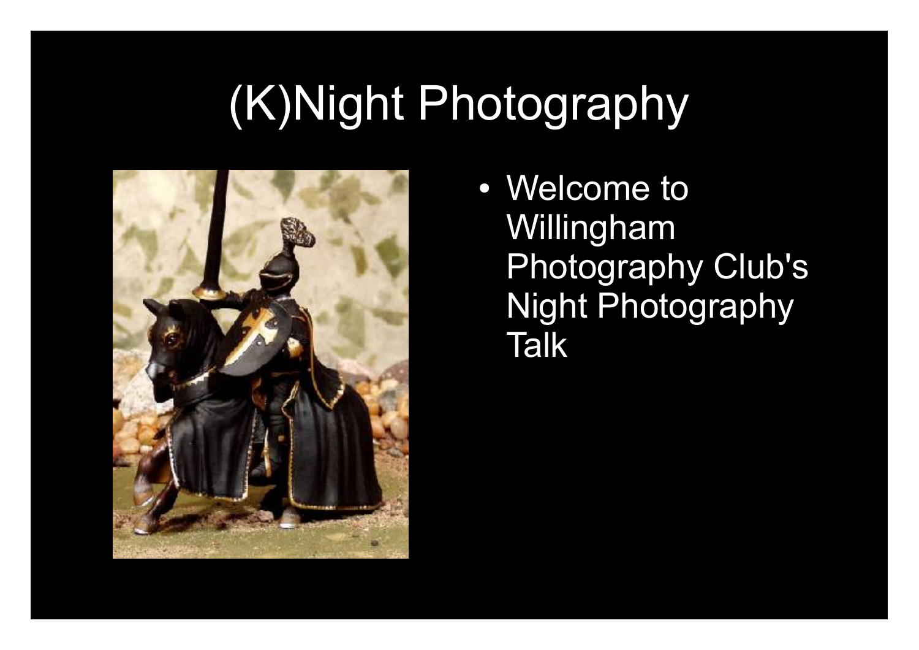# (K)Night Photography

- Welcome to Willingham Photography Club's Night Photography Talk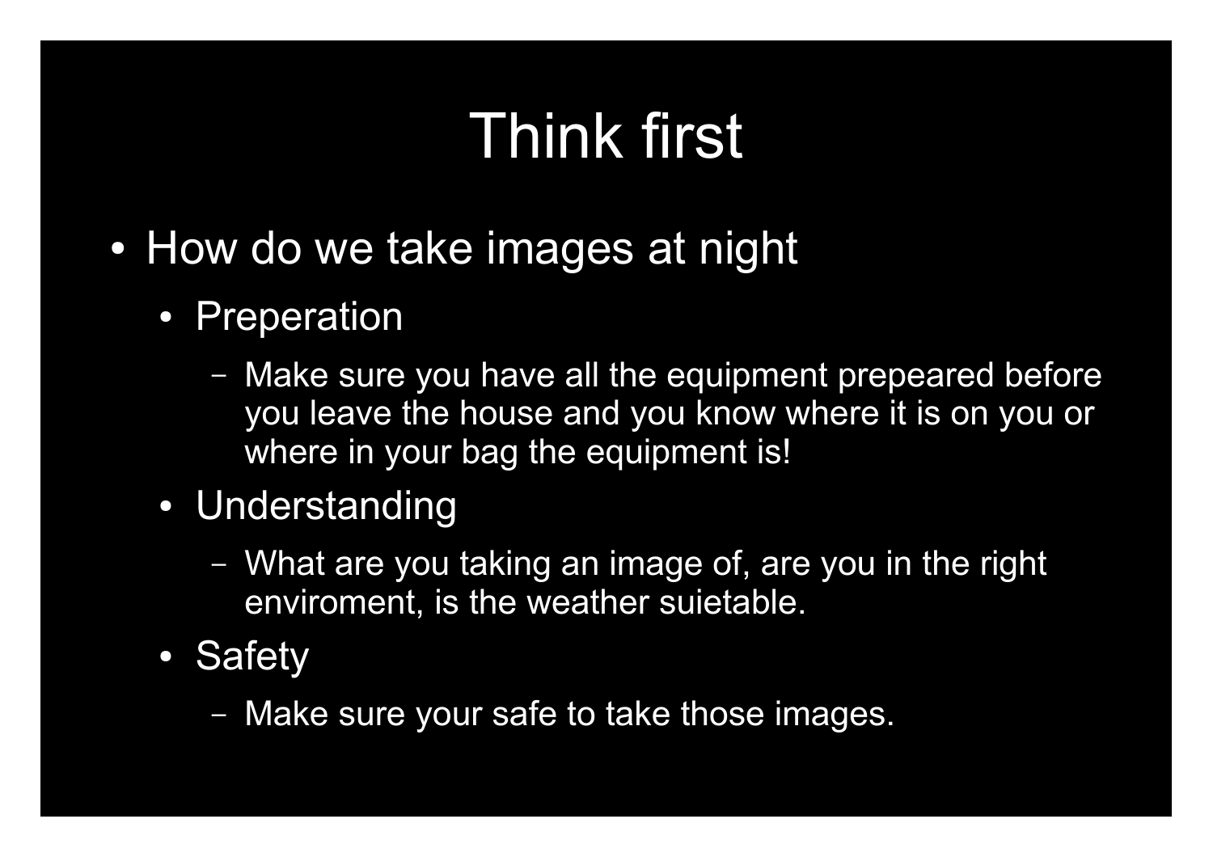# Think first

- How do we take images at night
  - Preperation
    - Make sure you have all the equipment prepeared before you leave the house and you know where it is on you or where in your bag the equipment is!
  - Understanding
    - What are you taking an image of, are you in the right enviroment, is the weather suietable.
  - Safety
    - Make sure your safe to take those images.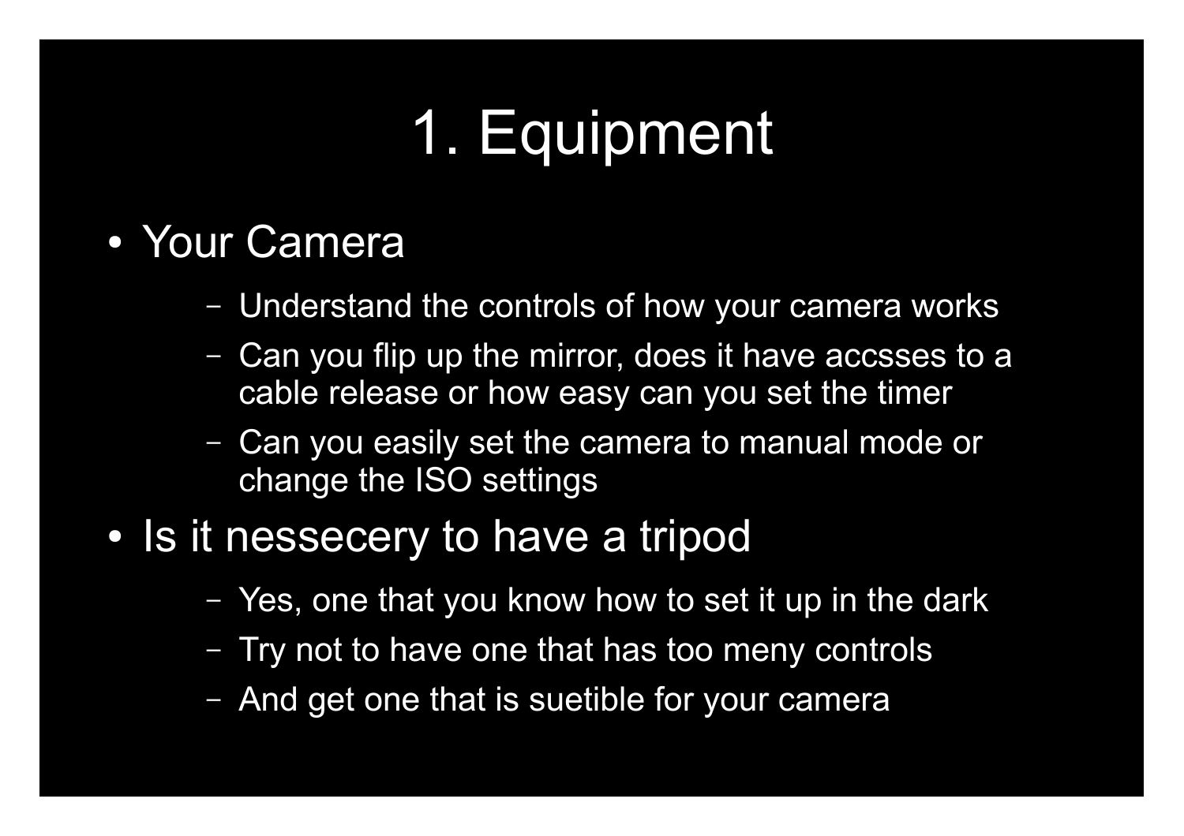# 1. Equipment

- Your Camera
  - Understand the controls of how your camera works
  - Can you flip up the mirror, does it have accsses to a cable release or how easy can you set the timer
  - Can you easily set the camera to manual mode or change the ISO settings
- Is it nessecery to have a tripod
  - Yes, one that you know how to set it up in the dark
  - Try not to have one that has too meny controls
  - And get one that is suetible for your camera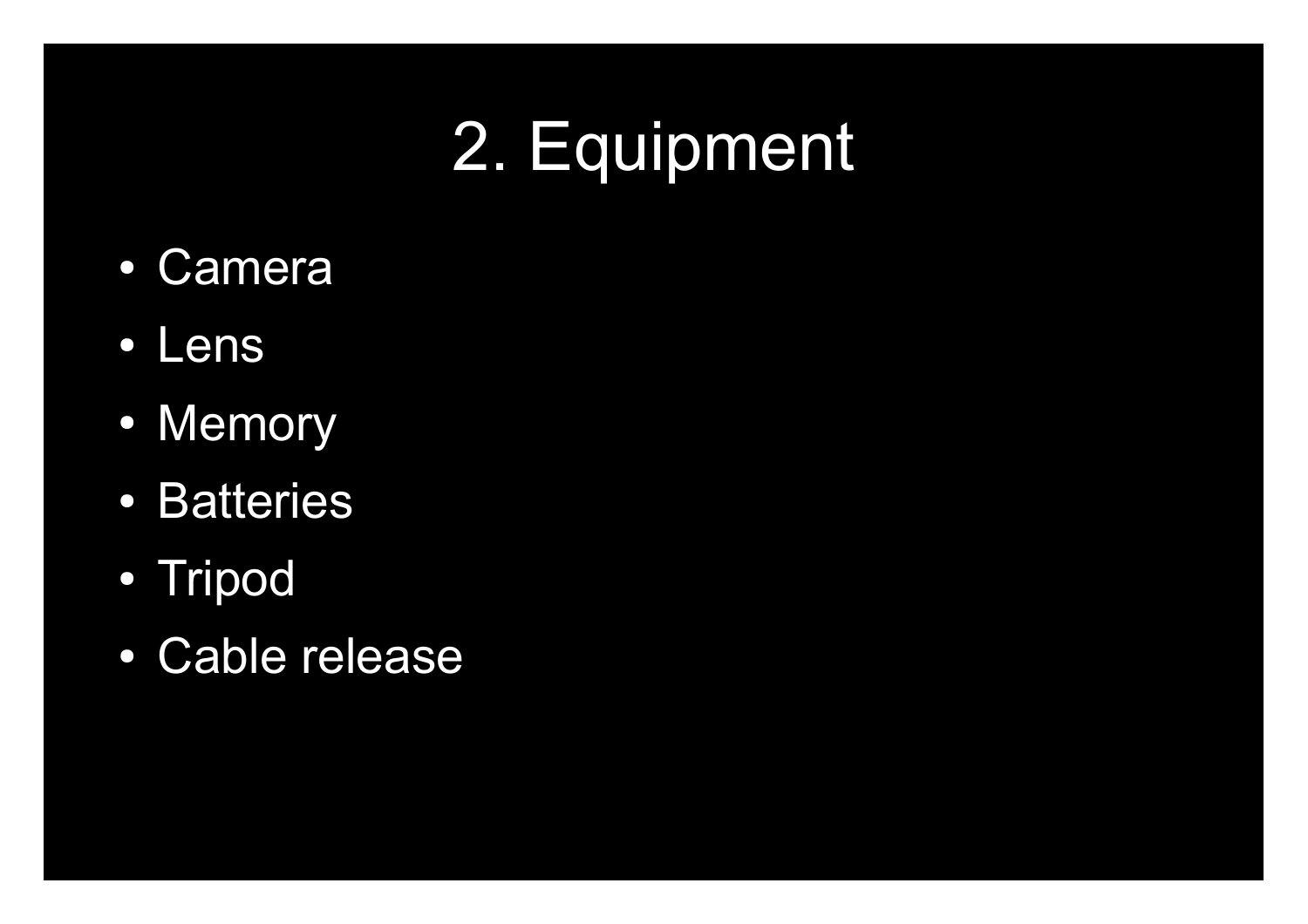# 2. Equipment

- Camera
- Lens
- Memory
- Batteries
- Tripod
- Cable release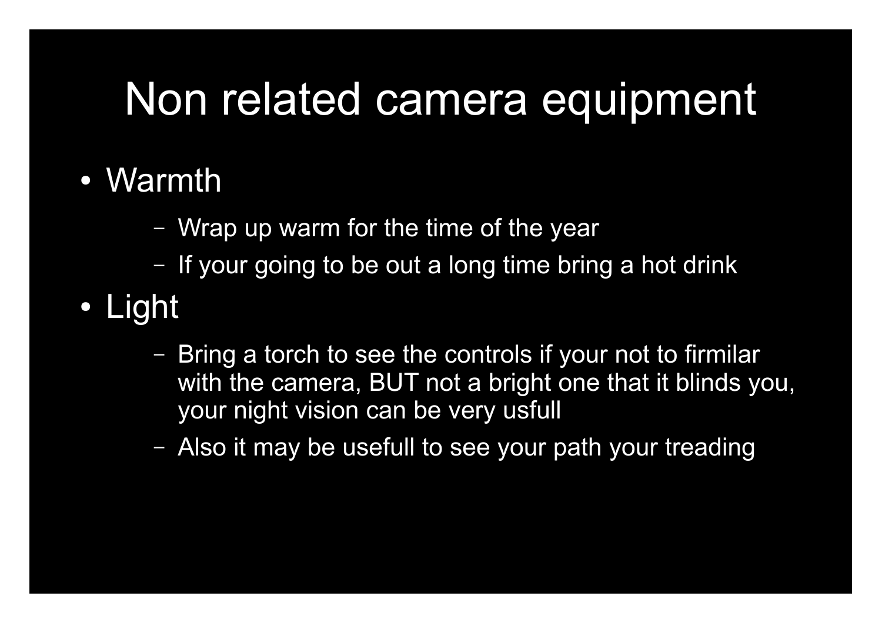# Non related camera equipment

- Warmth
  - Wrap up warm for the time of the year
  - If your going to be out a long time bring a hot drink
- Light
  - Bring a torch to see the controls if your not to firmilar with the camera, BUT not a bright one that it blinds you, your night vision can be very usfull
  - Also it may be usefull to see your path your treading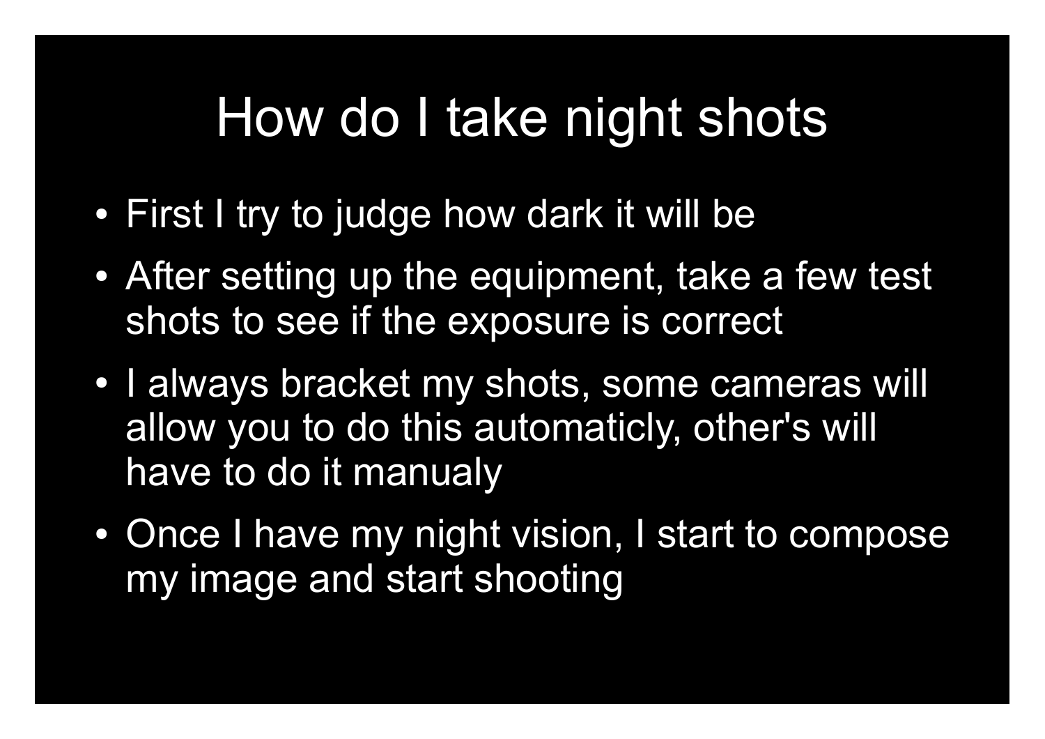# How do I take night shots

- First I try to judge how dark it will be
- After setting up the equipment, take a few test shots to see if the exposure is correct
- I always bracket my shots, some cameras will allow you to do this automaticly, other's will have to do it manualy
- Once I have my night vision, I start to compose my image and start shooting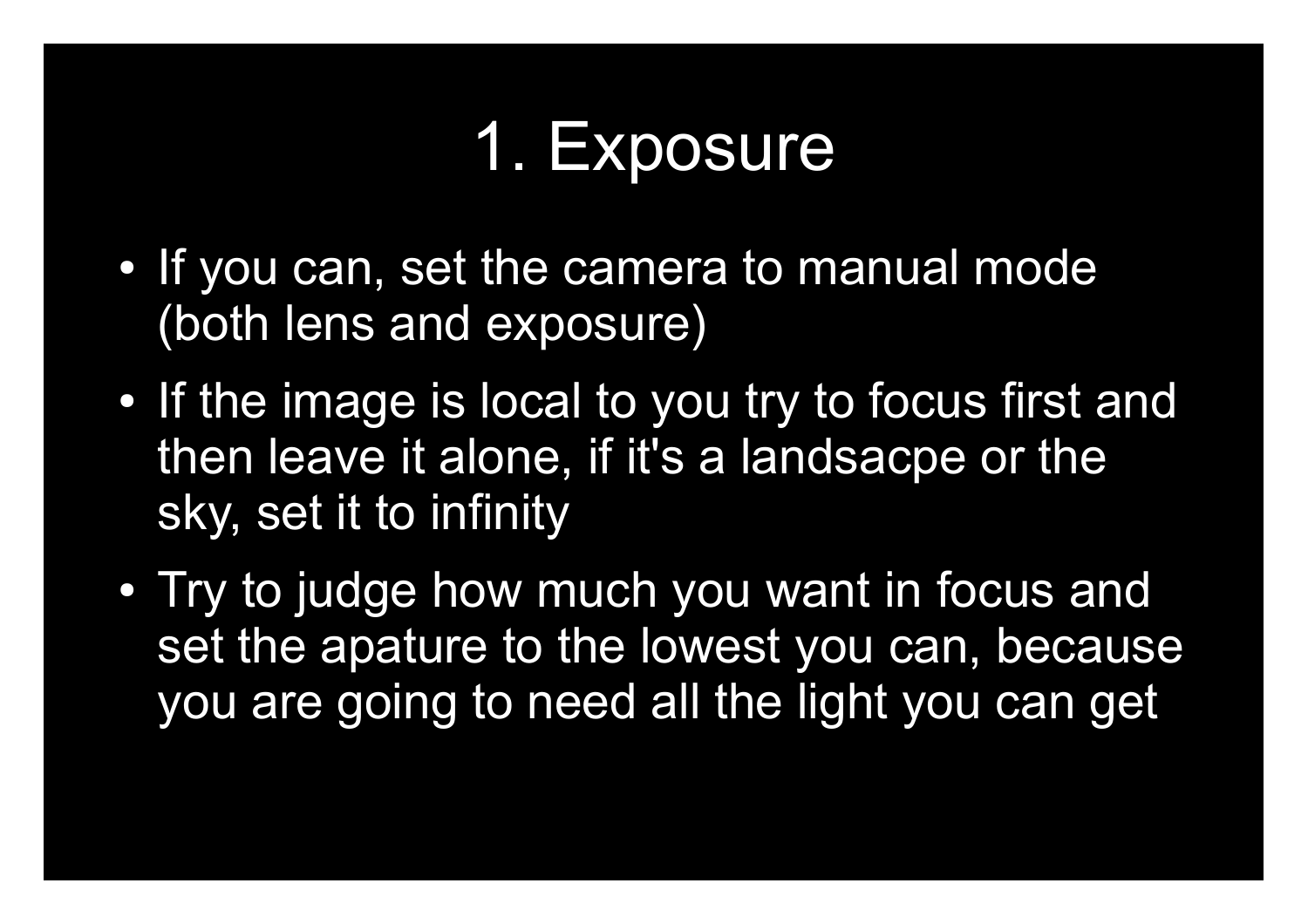# 1. Exposure

- If you can, set the camera to manual mode (both lens and exposure)
- If the image is local to you try to focus first and then leave it alone, if it's a landsacpe or the sky, set it to infinity
- Try to judge how much you want in focus and set the apature to the lowest you can, because you are going to need all the light you can get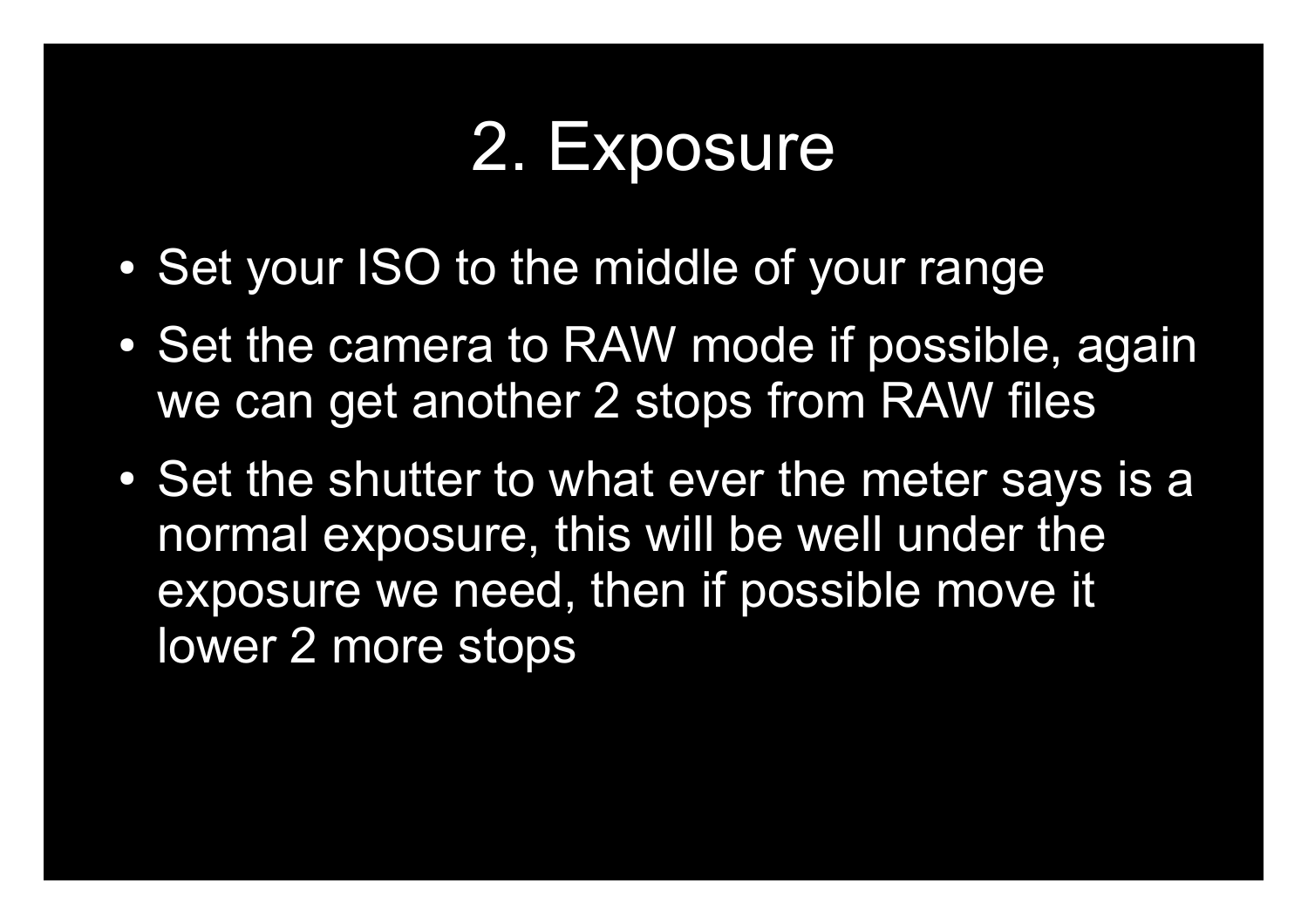# 2. Exposure

- Set your ISO to the middle of your range
- Set the camera to RAW mode if possible, again we can get another 2 stops from RAW files
- Set the shutter to what ever the meter says is a normal exposure, this will be well under the exposure we need, then if possible move it lower 2 more stops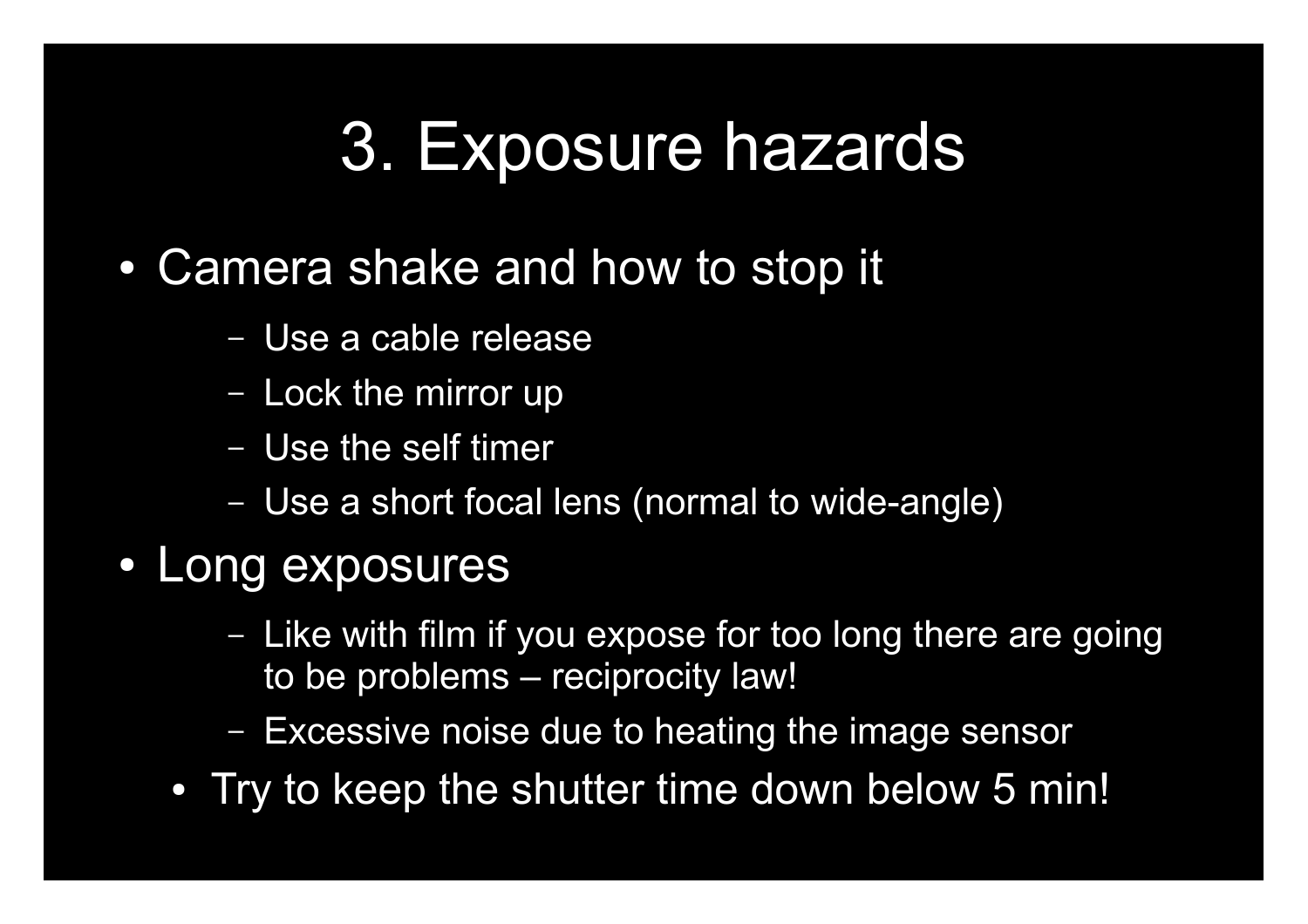# 3. Exposure hazards

- Camera shake and how to stop it
  - Use a cable release
  - Lock the mirror up
  - Use the self timer
  - Use a short focal lens (normal to wide-angle)
- Long exposures
  - Like with film if you expose for too long there are going to be problems – reciprocity law!
  - Excessive noise due to heating the image sensor
  - Try to keep the shutter time down below 5 min!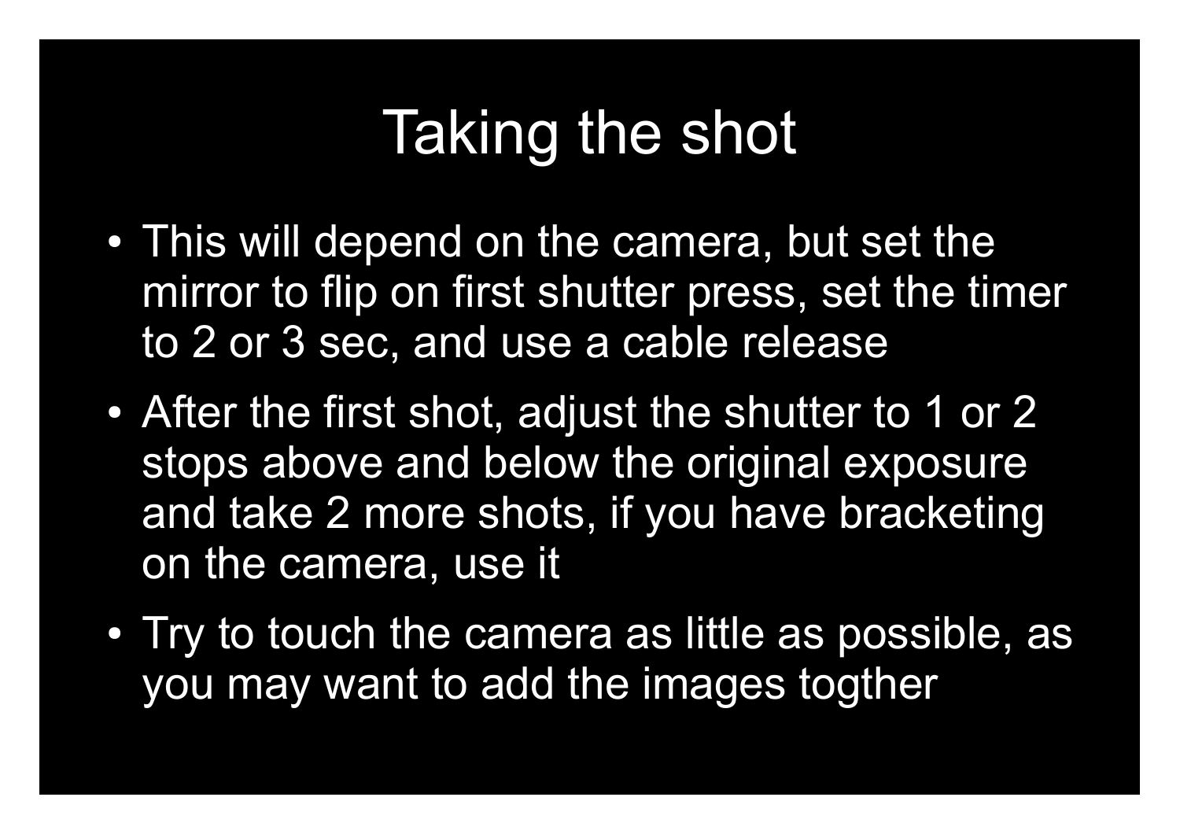# Taking the shot

- This will depend on the camera, but set the mirror to flip on first shutter press, set the timer to 2 or 3 sec, and use a cable release
- After the first shot, adjust the shutter to 1 or 2 stops above and below the original exposure and take 2 more shots, if you have bracketing on the camera, use it
- Try to touch the camera as little as possible, as you may want to add the images togther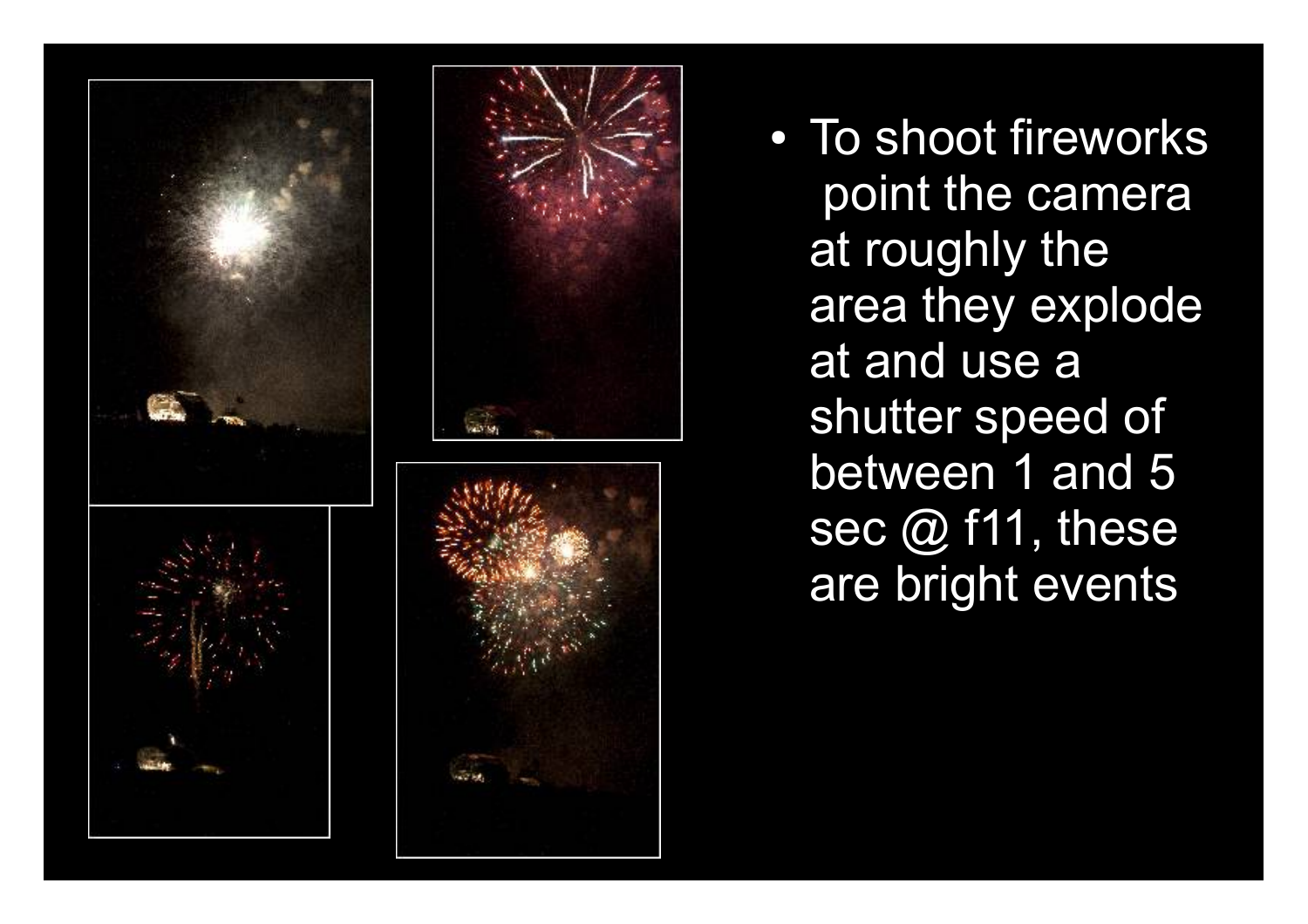- To shoot fireworks point the camera at roughly the area they explode at and use a shutter speed of between 1 and 5 sec @ f11, these are bright events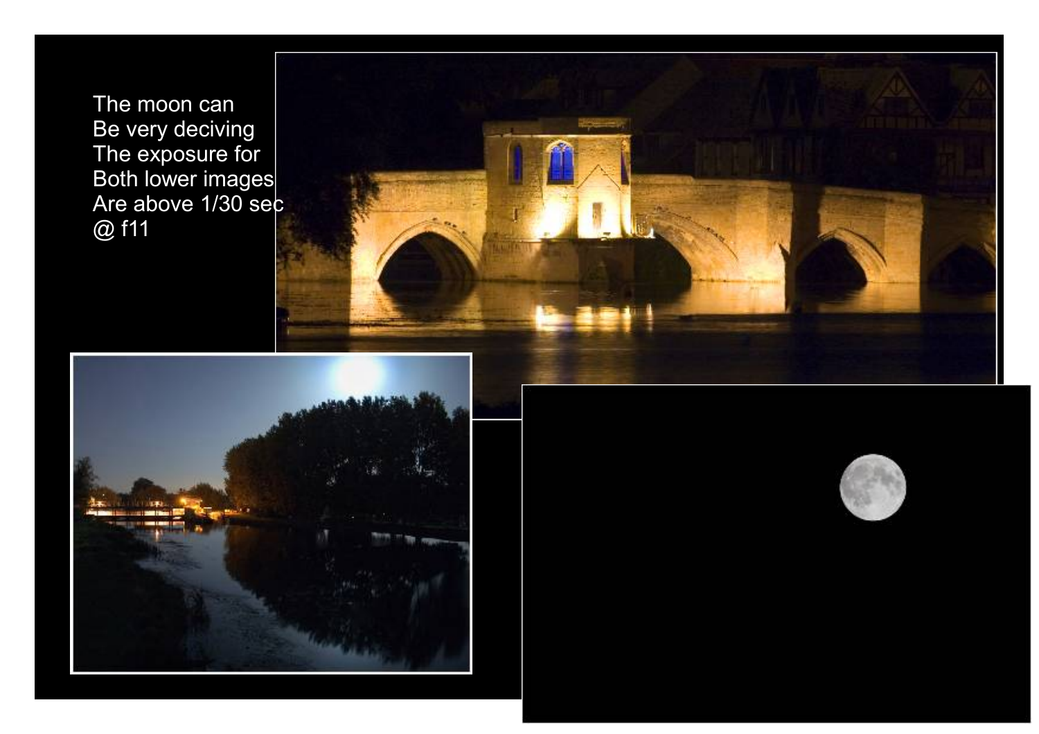The moon can
Be very deciving
The exposure for
Both lower images
Are above 1/30 sec
@ f11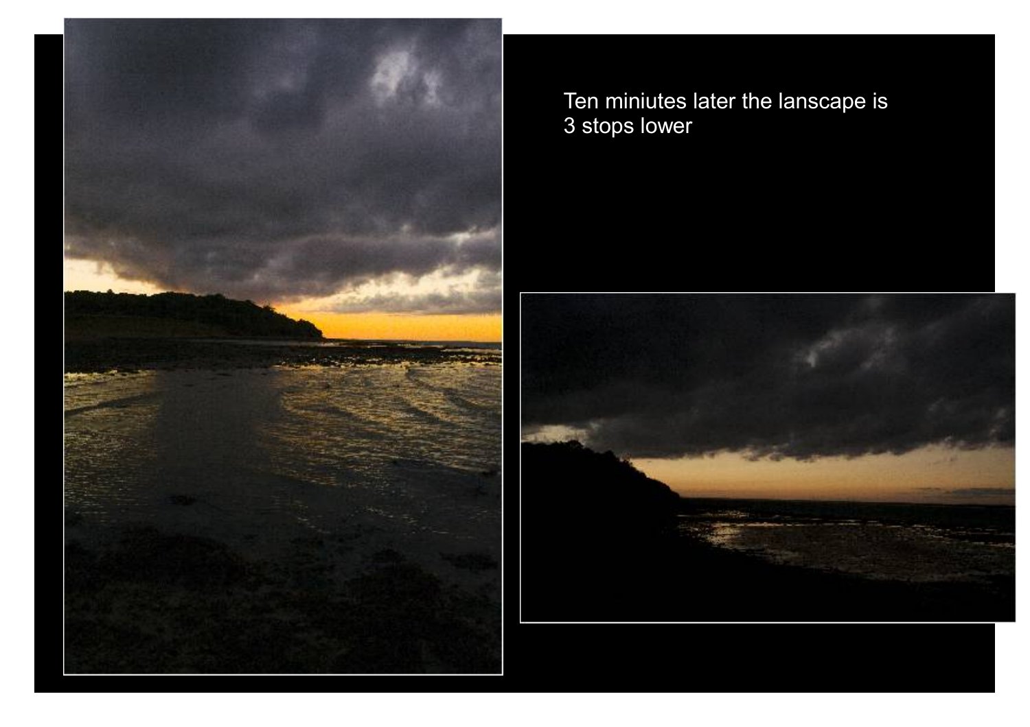Ten miniutes later the lanscape is 3 stops lower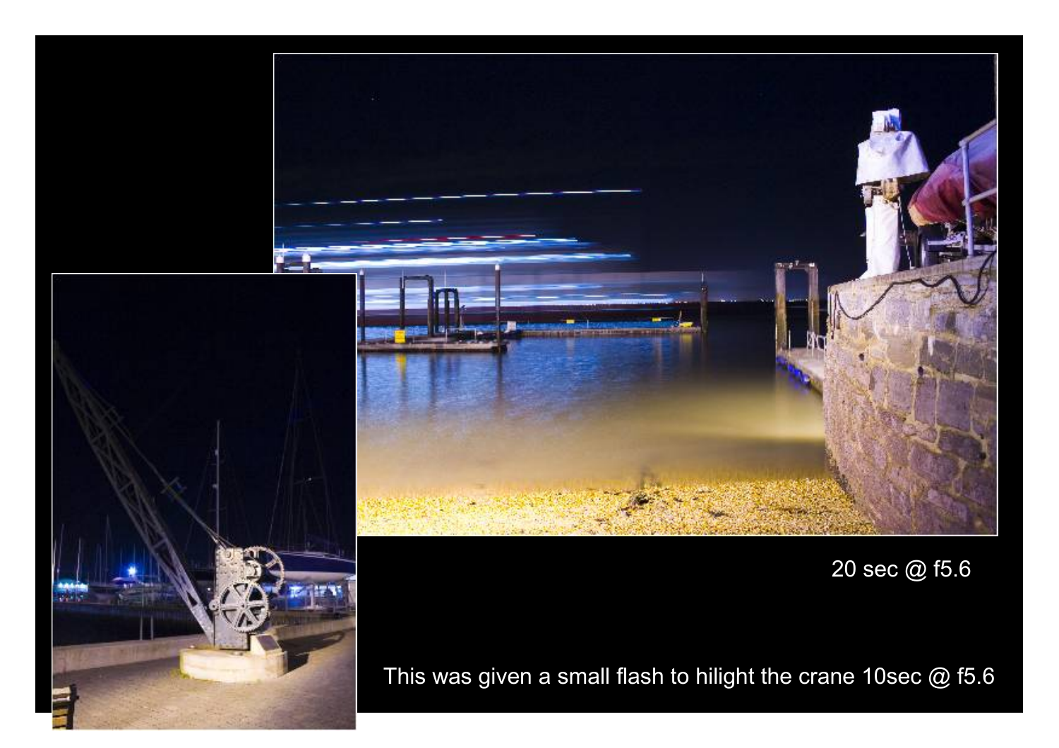20 sec @ f5.6

This was given a small flash to hilight the crane 10sec @ f5.6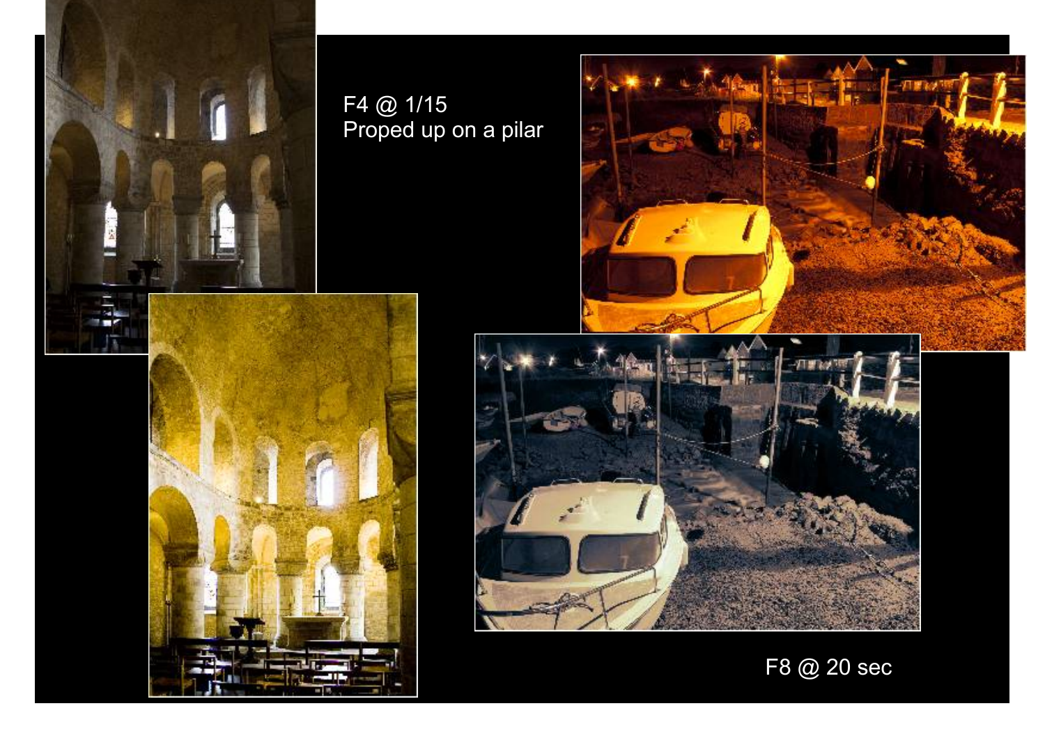F4 @ 1/15
Proped up on a pilar

F8 @ 20 sec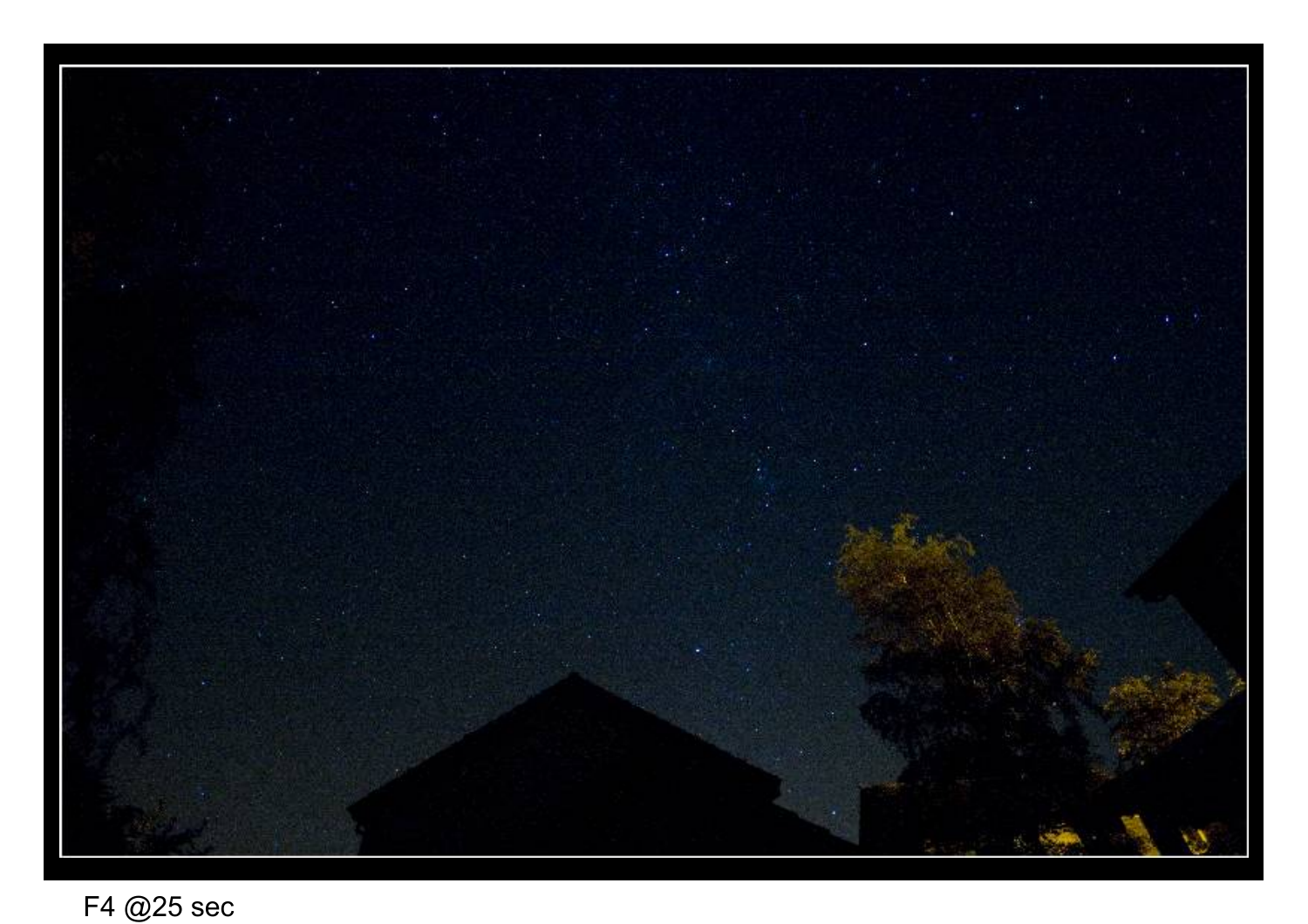F4 @25 sec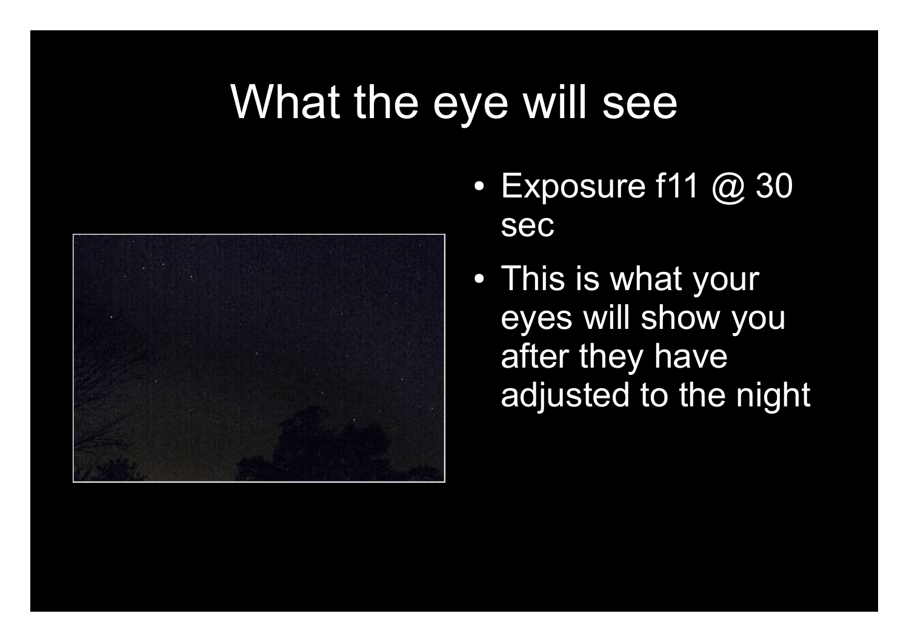# What the eye will see

- Exposure f11 @ 30 sec
- This is what your eyes will show you after they have adjusted to the night